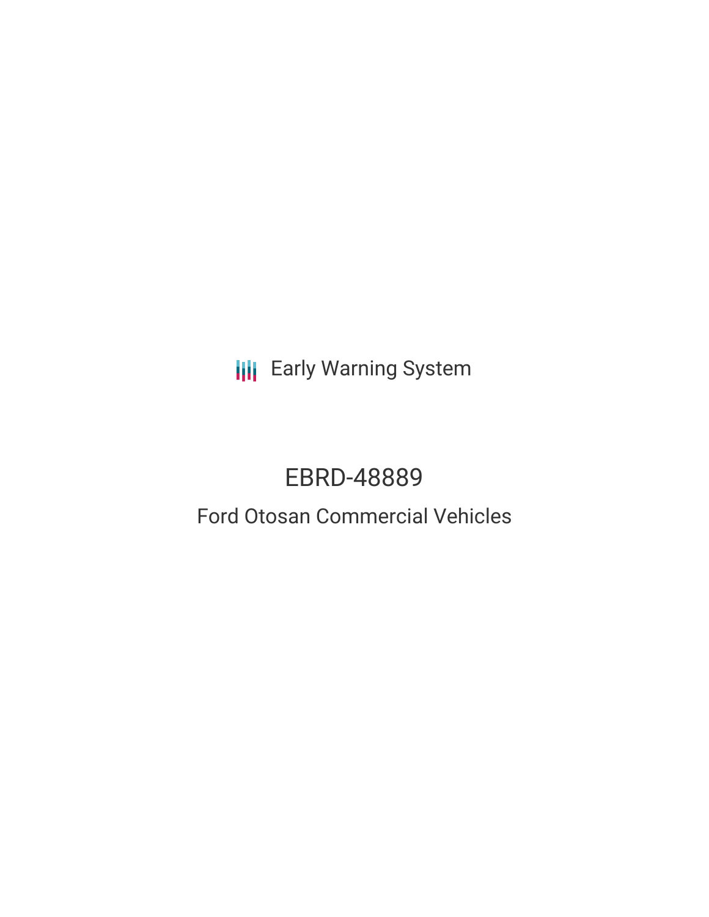Early Warning System

# EBRD-48889

## Ford Otosan Commercial Vehicles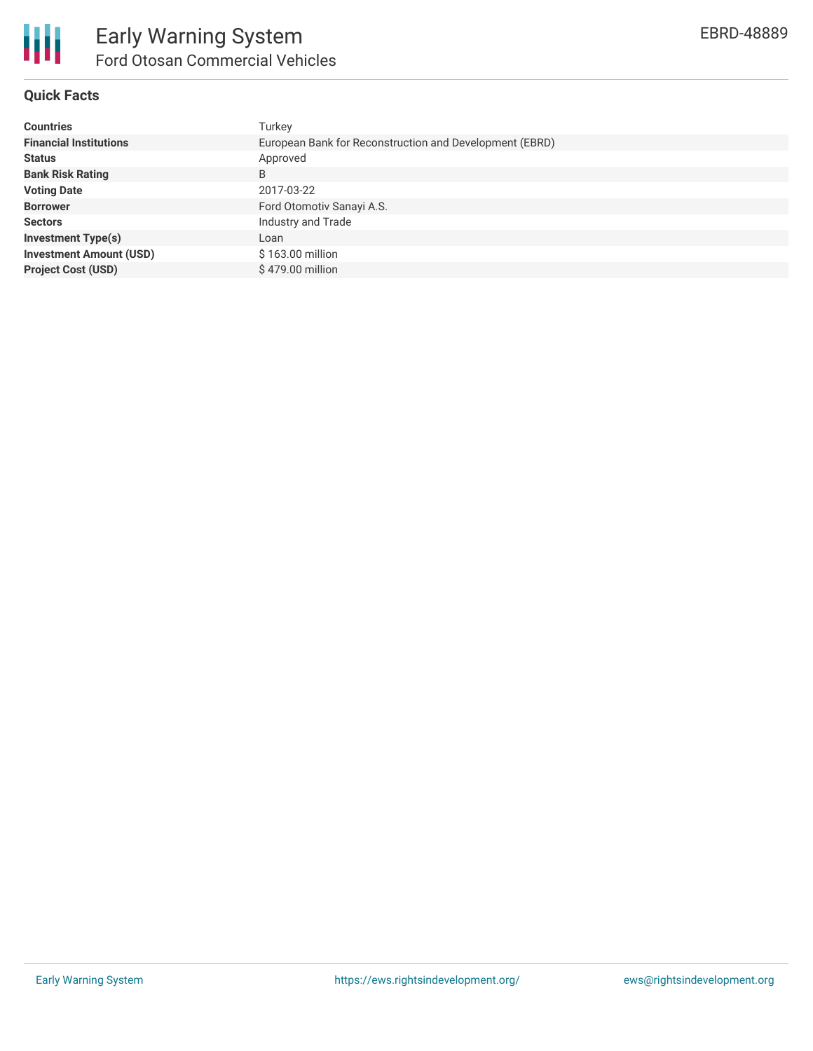# Early Warning System

## Ford Otosan Commercial Vehicles

EBRD-48889

### Quick Facts

| | |
|---|---|
| **Countries** | Turkey |
| **Financial Institutions** | European Bank for Reconstruction and Development (EBRD) |
| **Status** | Approved |
| **Bank Risk Rating** | B |
| **Voting Date** | 2017-03-22 |
| **Borrower** | Ford Otomotiv Sanayi A.S. |
| **Sectors** | Industry and Trade |
| **Investment Type(s)** | Loan |
| **Investment Amount (USD)** | $ 163.00 million |
| **Project Cost (USD)** | $ 479.00 million |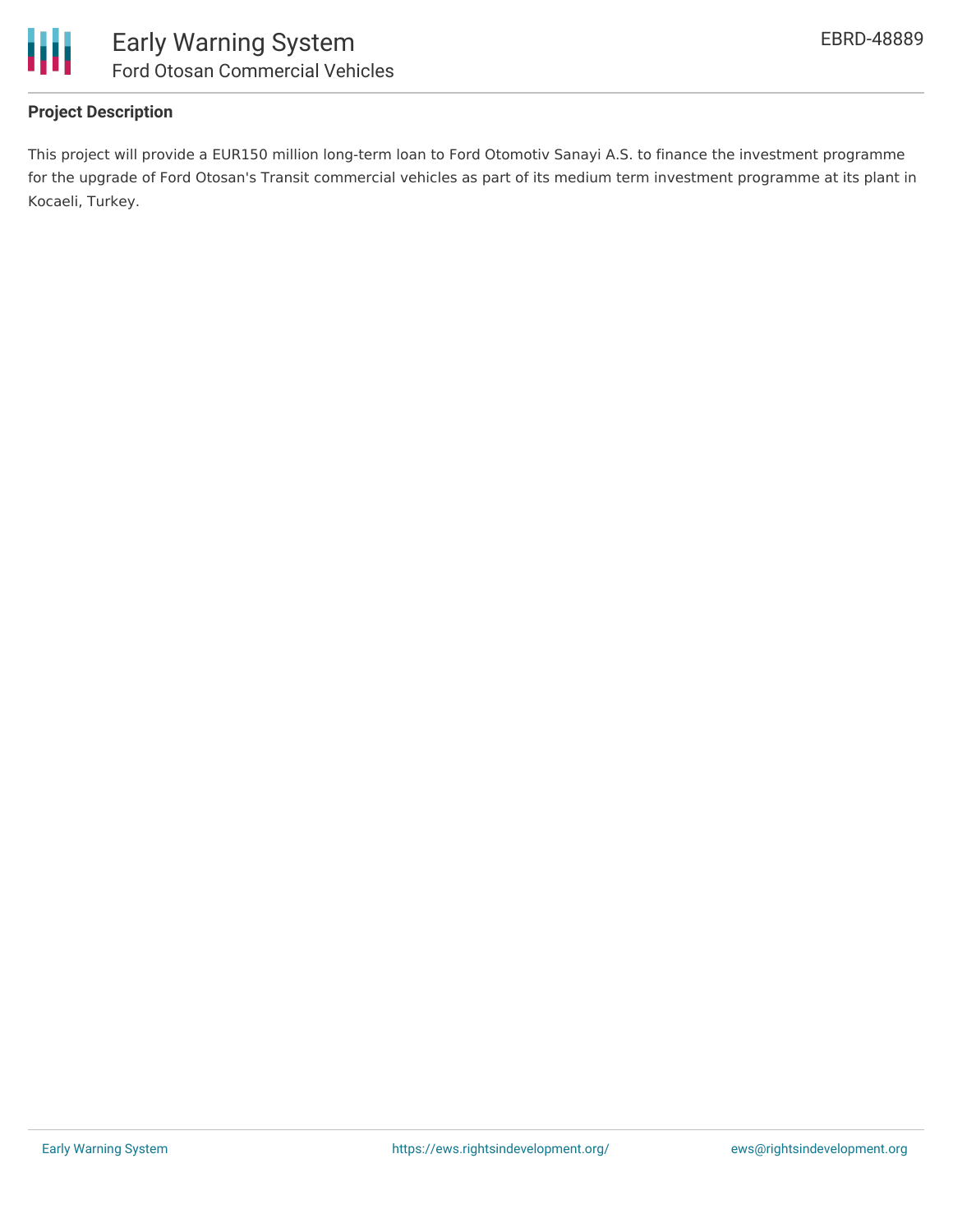### Project Description

This project will provide a EUR150 million long-term loan to Ford Otomotiv Sanayi A.S. to finance the investment programme for the upgrade of Ford Otosan's Transit commercial vehicles as part of its medium term investment programme at its plant in Kocaeli, Turkey.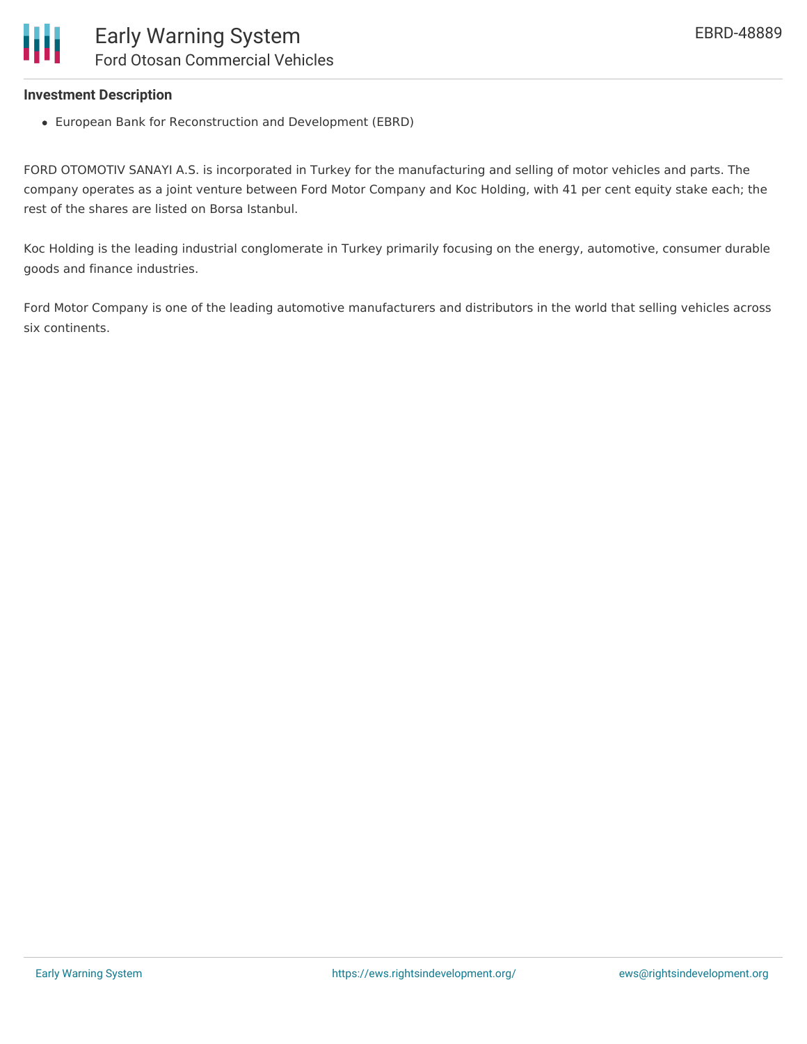### Investment Description

- European Bank for Reconstruction and Development (EBRD)

FORD OTOMOTIV SANAYI A.S. is incorporated in Turkey for the manufacturing and selling of motor vehicles and parts. The company operates as a joint venture between Ford Motor Company and Koc Holding, with 41 per cent equity stake each; the rest of the shares are listed on Borsa Istanbul.

Koc Holding is the leading industrial conglomerate in Turkey primarily focusing on the energy, automotive, consumer durable goods and finance industries.

Ford Motor Company is one of the leading automotive manufacturers and distributors in the world that selling vehicles across six continents.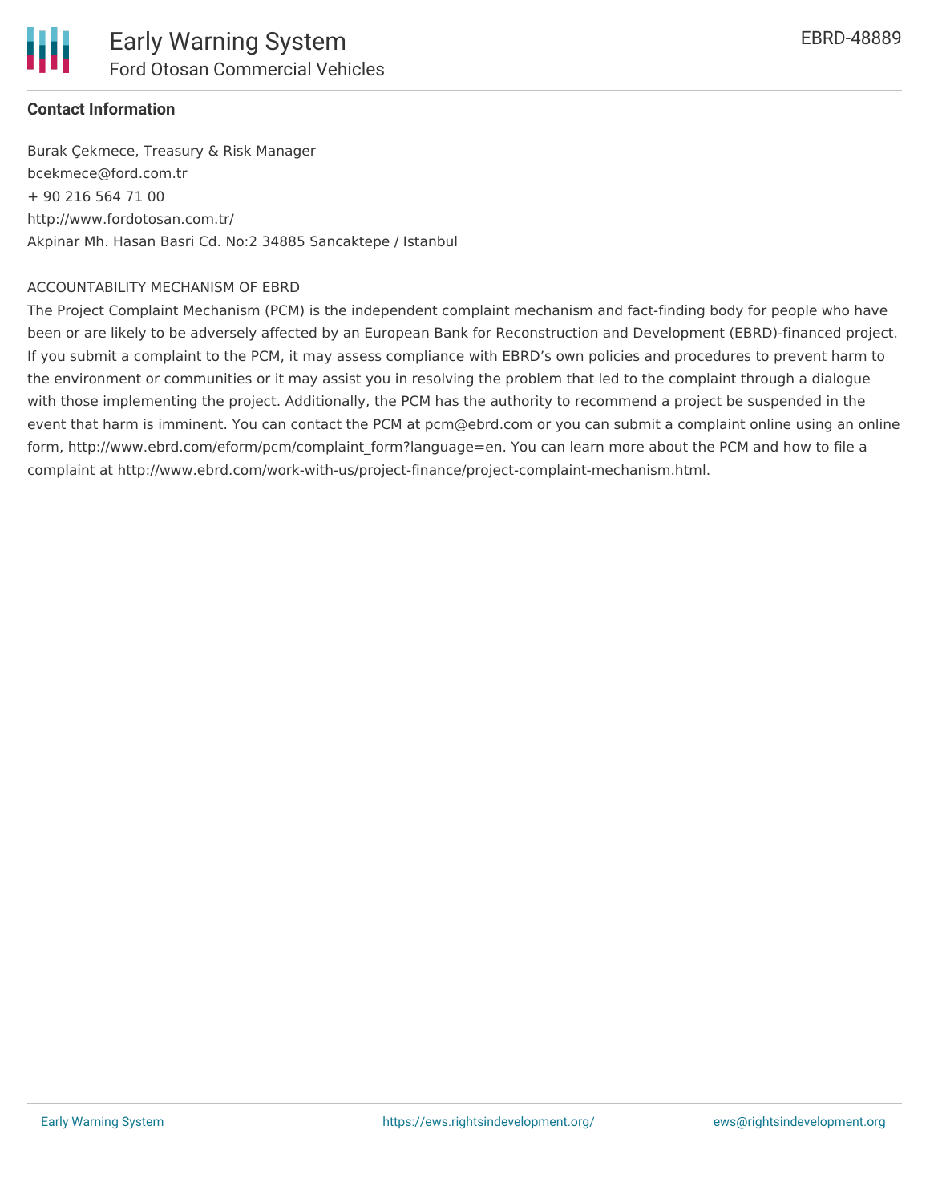**Contact Information**

Burak Çekmece, Treasury & Risk Manager
bcekmece@ford.com.tr
+ 90 216 564 71 00
http://www.fordotosan.com.tr/
Akpinar Mh. Hasan Basri Cd. No:2 34885 Sancaktepe / Istanbul

ACCOUNTABILITY MECHANISM OF EBRD

The Project Complaint Mechanism (PCM) is the independent complaint mechanism and fact-finding body for people who have been or are likely to be adversely affected by an European Bank for Reconstruction and Development (EBRD)-financed project. If you submit a complaint to the PCM, it may assess compliance with EBRD's own policies and procedures to prevent harm to the environment or communities or it may assist you in resolving the problem that led to the complaint through a dialogue with those implementing the project. Additionally, the PCM has the authority to recommend a project be suspended in the event that harm is imminent. You can contact the PCM at pcm@ebrd.com or you can submit a complaint online using an online form, http://www.ebrd.com/eform/pcm/complaint_form?language=en. You can learn more about the PCM and how to file a complaint at http://www.ebrd.com/work-with-us/project-finance/project-complaint-mechanism.html.